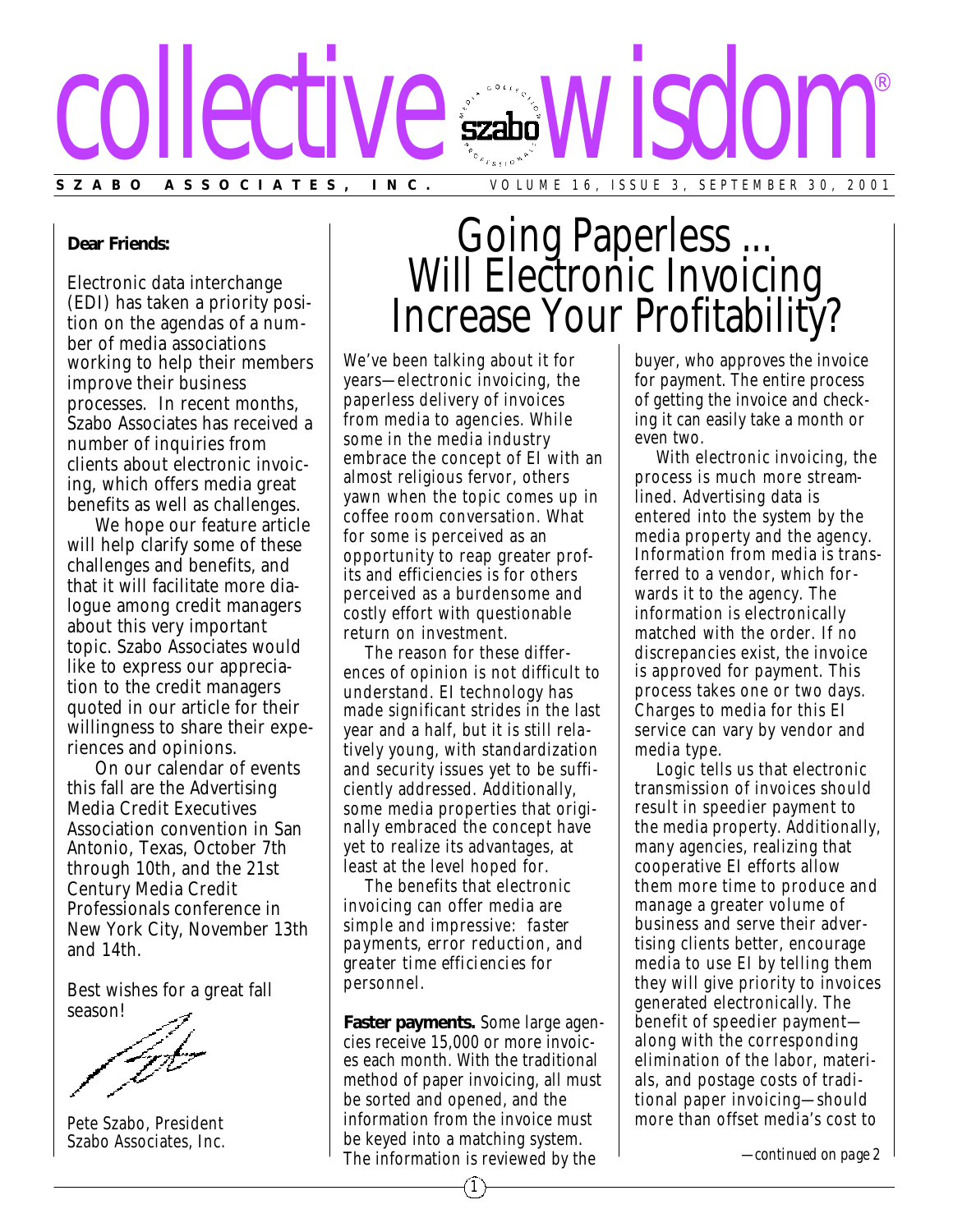# collective wisdom®

**SZABO ASSOCIATES, INC.** VOLUME 16, ISSUE 3, SEPTEMBER 30, 2001

**Dear Friends:**

Electronic data interchange (EDI) has taken a priority position on the agendas of a number of media associations working to help their members improve their business processes. In recent months, Szabo Associates has received a number of inquiries from clients about electronic invoicing, which offers media great benefits as well as challenges.

We hope our feature article will help clarify some of these challenges and benefits, and that it will facilitate more dialogue among credit managers about this very important topic. Szabo Associates would like to express our appreciation to the credit managers quoted in our article for their willingness to share their experiences and opinions.

On our calendar of events this fall are the Advertising Media Credit Executives Association convention in San Antonio, Texas, October 7th through 10th, and the 21st Century Media Credit Professionals conference in New York City, November 13th and 14th.

Best wishes for a great fall season!

Pete Szabo, President
Szabo Associates, Inc.

## Going Paperless ... Will Electronic Invoicing Increase Your Profitability?

We've been talking about it for years—electronic invoicing, the paperless delivery of invoices from media to agencies. While some in the media industry embrace the concept of EI with an almost religious fervor, others yawn when the topic comes up in coffee room conversation. What for some is perceived as an opportunity to reap greater profits and efficiencies is for others perceived as a burdensome and costly effort with questionable return on investment.

The reason for these differences of opinion is not difficult to understand. EI technology has made significant strides in the last year and a half, but it is still relatively young, with standardization and security issues yet to be sufficiently addressed. Additionally, some media properties that originally embraced the concept have yet to realize its advantages, at least at the level hoped for.

The benefits that electronic invoicing can offer media are simple and impressive: *faster payments, error reduction, and greater time efficiencies for personnel.*

**Faster payments.** Some large agencies receive 15,000 or more invoices each month. With the traditional method of paper invoicing, all must be sorted and opened, and the information from the invoice must be keyed into a matching system. The information is reviewed by the buyer, who approves the invoice for payment. The entire process of getting the invoice and checking it can easily take a month or even two.

With electronic invoicing, the process is much more streamlined. Advertising data is entered into the system by the media property and the agency. Information from media is transferred to a vendor, which forwards it to the agency. The information is electronically matched with the order. If no discrepancies exist, the invoice is approved for payment. This process takes one or two days. Charges to media for this EI service can vary by vendor and media type.

Logic tells us that electronic transmission of invoices should result in speedier payment to the media property. Additionally, many agencies, realizing that cooperative EI efforts allow them more time to produce and manage a greater volume of business and serve their advertising clients better, encourage media to use EI by telling them they will give priority to invoices generated electronically. The benefit of speedier payment—along with the corresponding elimination of the labor, materials, and postage costs of traditional paper invoicing—should more than offset media's cost to

*—continued on page 2*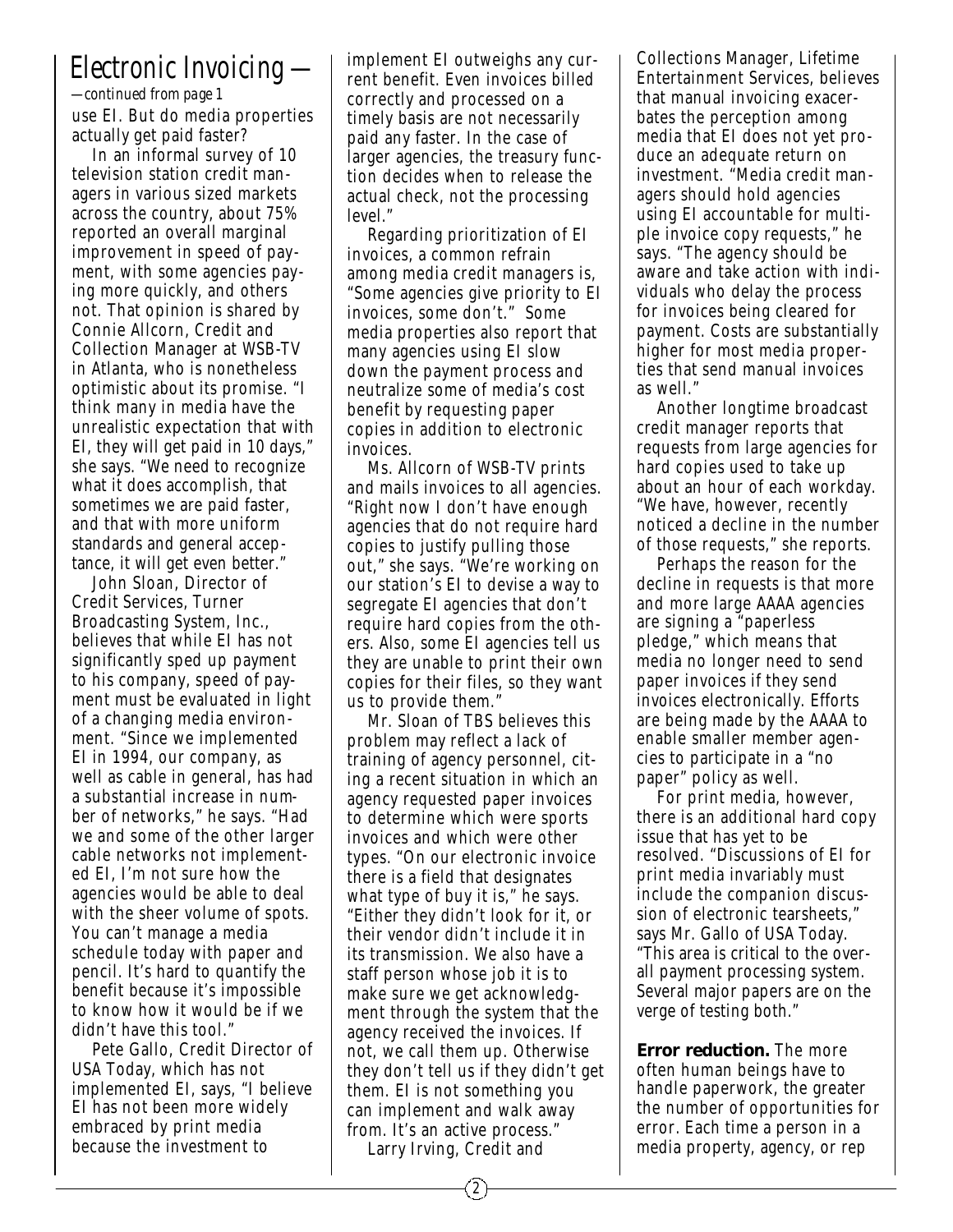# Electronic Invoicing —

*—continued from page 1*

use EI. But do media properties actually get paid faster?

In an informal survey of 10 television station credit managers in various sized markets across the country, about 75% reported an overall marginal improvement in speed of payment, with some agencies paying more quickly, and others not. That opinion is shared by Connie Allcorn, Credit and Collection Manager at WSB-TV in Atlanta, who is nonetheless optimistic about its promise. "I think many in media have the unrealistic expectation that with EI, they will get paid in 10 days," she says. "We need to recognize what it does accomplish, that sometimes we are paid faster, and that with more uniform standards and general acceptance, it will get even better."

John Sloan, Director of Credit Services, Turner Broadcasting System, Inc., believes that while EI has not significantly sped up payment to his company, speed of payment must be evaluated in light of a changing media environment. "Since we implemented EI in 1994, our company, as well as cable in general, has had a substantial increase in number of networks," he says. "Had we and some of the other larger cable networks not implemented EI, I'm not sure how the agencies would be able to deal with the sheer volume of spots. You can't manage a media schedule today with paper and pencil. It's hard to quantify the benefit because it's impossible to know how it would be if we didn't have this tool."

Pete Gallo, Credit Director of USA Today, which has not implemented EI, says, "I believe EI has not been more widely embraced by print media because the investment to implement EI outweighs any current benefit. Even invoices billed correctly and processed on a timely basis are not necessarily paid any faster. In the case of larger agencies, the treasury function decides when to release the actual check, not the processing level."

Regarding prioritization of EI invoices, a common refrain among media credit managers is, "Some agencies give priority to EI invoices, some don't." Some media properties also report that many agencies using EI slow down the payment process and neutralize some of media's cost benefit by requesting paper copies in addition to electronic invoices.

Ms. Allcorn of WSB-TV prints and mails invoices to all agencies. "Right now I don't have enough agencies that do not require hard copies to justify pulling those out," she says. "We're working on our station's EI to devise a way to segregate EI agencies that don't require hard copies from the others. Also, some EI agencies tell us they are unable to print their own copies for their files, so they want us to provide them."

Mr. Sloan of TBS believes this problem may reflect a lack of training of agency personnel, citing a recent situation in which an agency requested paper invoices to determine which were sports invoices and which were other types. "On our electronic invoice there is a field that designates what type of buy it is," he says. "Either they didn't look for it, or their vendor didn't include it in its transmission. We also have a staff person whose job it is to make sure we get acknowledgment through the system that the agency received the invoices. If not, we call them up. Otherwise they don't tell us if they didn't get them. EI is not something you can implement and walk away from. It's an active process."

Larry Irving, Credit and Collections Manager, Lifetime Entertainment Services, believes that manual invoicing exacerbates the perception among media that EI does not yet produce an adequate return on investment. "Media credit managers should hold agencies using EI accountable for multiple invoice copy requests," he says. "The agency should be aware and take action with individuals who delay the process for invoices being cleared for payment. Costs are substantially higher for most media properties that send manual invoices as well."

Another longtime broadcast credit manager reports that requests from large agencies for hard copies used to take up about an hour of each workday. "We have, however, recently noticed a decline in the number of those requests," she reports.

Perhaps the reason for the decline in requests is that more and more large AAAA agencies are signing a "paperless pledge," which means that media no longer need to send paper invoices if they send invoices electronically. Efforts are being made by the AAAA to enable smaller member agencies to participate in a "no paper" policy as well.

For print media, however, there is an additional hard copy issue that has yet to be resolved. "Discussions of EI for print media invariably must include the companion discussion of electronic tearsheets," says Mr. Gallo of USA Today. "This area is critical to the overall payment processing system. Several major papers are on the verge of testing both."

**Error reduction.** The more often human beings have to handle paperwork, the greater the number of opportunities for error. Each time a person in a media property, agency, or rep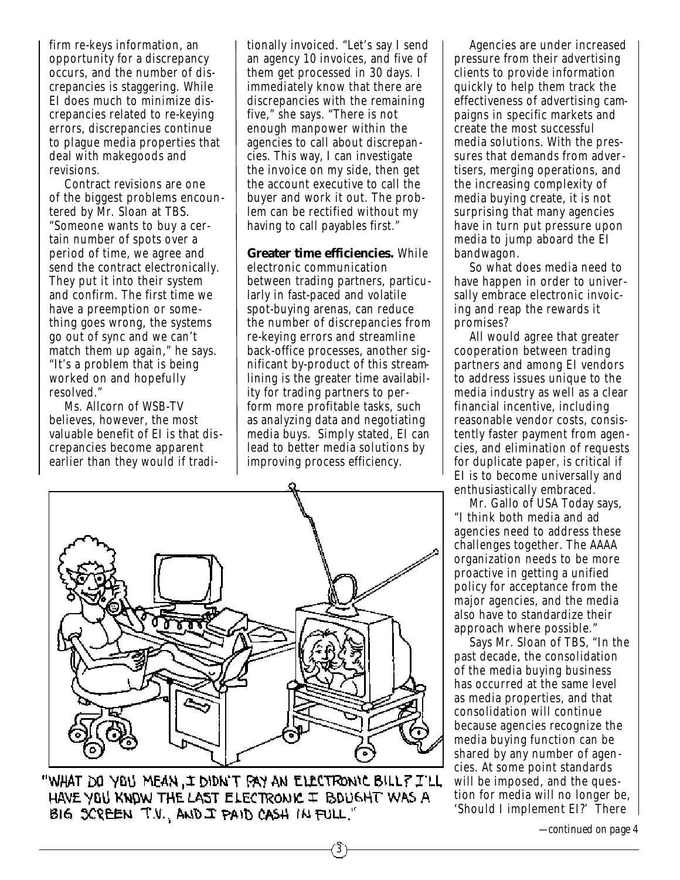firm re-keys information, an opportunity for a discrepancy occurs, and the number of discrepancies is staggering. While EI does much to minimize discrepancies related to re-keying errors, discrepancies continue to plague media properties that deal with makegoods and revisions.

Contract revisions are one of the biggest problems encountered by Mr. Sloan at TBS. "Someone wants to buy a certain number of spots over a period of time, we agree and send the contract electronically. They put it into their system and confirm. The first time we have a preemption or something goes wrong, the systems go out of sync and we can't match them up again," he says. "It's a problem that is being worked on and hopefully resolved."

Ms. Allcorn of WSB-TV believes, however, the most valuable benefit of EI is that discrepancies become apparent earlier than they would if traditionally invoiced. "Let's say I send an agency 10 invoices, and five of them get processed in 30 days. I immediately know that there are discrepancies with the remaining five," she says. "There is not enough manpower within the agencies to call about discrepancies. This way, I can investigate the invoice on my side, then get the account executive to call the buyer and work it out. The problem can be rectified without my having to call payables first."

**Greater time efficiencies.** While electronic communication between trading partners, particularly in fast-paced and volatile spot-buying arenas, can reduce the number of discrepancies from re-keying errors and streamline back-office processes, another significant by-product of this streamlining is the greater time availability for trading partners to perform more profitable tasks, such as analyzing data and negotiating media buys. Simply stated, EI can lead to better media solutions by improving process efficiency.

"WHAT DO YOU MEAN, I DIDN'T PAY AN ELECTRONIC BILL? I'LL HAVE YOU KNOW THE LAST ELECTRONIC I BOUGHT WAS A BIG SCREEN T.V., AND I PAID CASH IN FULL."

Agencies are under increased pressure from their advertising clients to provide information quickly to help them track the effectiveness of advertising campaigns in specific markets and create the most successful media solutions. With the pressures that demands from advertisers, merging operations, and the increasing complexity of media buying create, it is not surprising that many agencies have in turn put pressure upon media to jump aboard the EI bandwagon.

So what does media need to have happen in order to universally embrace electronic invoicing and reap the rewards it promises?

All would agree that greater cooperation between trading partners and among EI vendors to address issues unique to the media industry as well as a clear financial incentive, including reasonable vendor costs, consistently faster payment from agencies, and elimination of requests for duplicate paper, is critical if EI is to become universally and enthusiastically embraced.

Mr. Gallo of USA Today says, "I think both media and ad agencies need to address these challenges together. The AAAA organization needs to be more proactive in getting a unified policy for acceptance from the major agencies, and the media also have to standardize their approach where possible."

Says Mr. Sloan of TBS, "In the past decade, the consolidation of the media buying business has occurred at the same level as media properties, and that consolidation will continue because agencies recognize the media buying function can be shared by any number of agencies. At some point standards will be imposed, and the question for media will no longer be, 'Should I implement EI?' There

*—continued on page 4*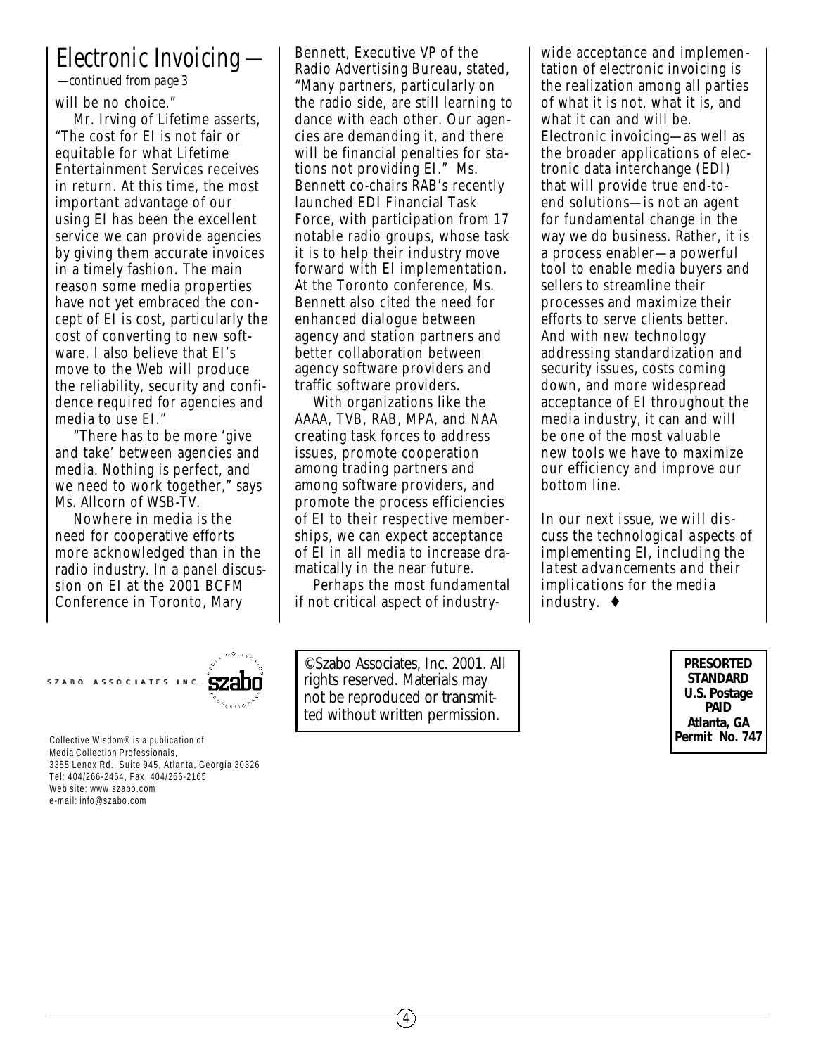# Electronic Invoicing—

*—continued from page 3*

will be no choice."

Mr. Irving of Lifetime asserts, "The cost for EI is not fair or equitable for what Lifetime Entertainment Services receives in return. At this time, the most important advantage of our using EI has been the excellent service we can provide agencies by giving them accurate invoices in a timely fashion. The main reason some media properties have not yet embraced the concept of EI is cost, particularly the cost of converting to new software. I also believe that EI's move to the Web will produce the reliability, security and confidence required for agencies and media to use EI."

"There has to be more 'give and take' between agencies and media. Nothing is perfect, and we need to work together," says Ms. Allcorn of WSB-TV.

Nowhere in media is the need for cooperative efforts more acknowledged than in the radio industry. In a panel discussion on EI at the 2001 BCFM Conference in Toronto, Mary Bennett, Executive VP of the Radio Advertising Bureau, stated, "Many partners, particularly on the radio side, are still learning to dance with each other. Our agencies are demanding it, and there will be financial penalties for stations not providing EI." Ms. Bennett co-chairs RAB's recently launched EDI Financial Task Force, with participation from 17 notable radio groups, whose task it is to help their industry move forward with EI implementation. At the Toronto conference, Ms. Bennett also cited the need for enhanced dialogue between agency and station partners and better collaboration between agency software providers and traffic software providers.

With organizations like the AAAA, TVB, RAB, MPA, and NAA creating task forces to address issues, promote cooperation among trading partners and among software providers, and promote the process efficiencies of EI to their respective memberships, we can expect acceptance of EI in all media to increase dramatically in the near future.

Perhaps the most fundamental if not critical aspect of industry-wide acceptance and implementation of electronic invoicing is the realization among all parties of what it is not, what it is, and what it can and will be. Electronic invoicing—as well as the broader applications of electronic data interchange (EDI) that will provide true end-to-end solutions—is not an agent for fundamental change in the way we do business. Rather, it is a process enabler—a powerful tool to enable media buyers and sellers to streamline their processes and maximize their efforts to serve clients better. And with new technology addressing standardization and security issues, costs coming down, and more widespread acceptance of EI throughout the media industry, it can and will be one of the most valuable new tools we have to maximize our efficiency and improve our bottom line.

*In our next issue, we will discuss the technological aspects of implementing EI, including the latest advancements and their implications for the media industry.* ♦

SZABO ASSOCIATES INC. szabo — MEDIA COLLECTION PROFESSIONALS

Collective Wisdom® is a publication of
Media Collection Professionals,
3355 Lenox Rd., Suite 945, Atlanta, Georgia 30326
Tel: 404/266-2464, Fax: 404/266-2165
Web site: www.szabo.com
e-mail: info@szabo.com

©Szabo Associates, Inc. 2001. All rights reserved. Materials may not be reproduced or transmitted without written permission.

**PRESORTED STANDARD**
**U.S. Postage**
**PAID**
**Atlanta, GA**
**Permit No. 747**